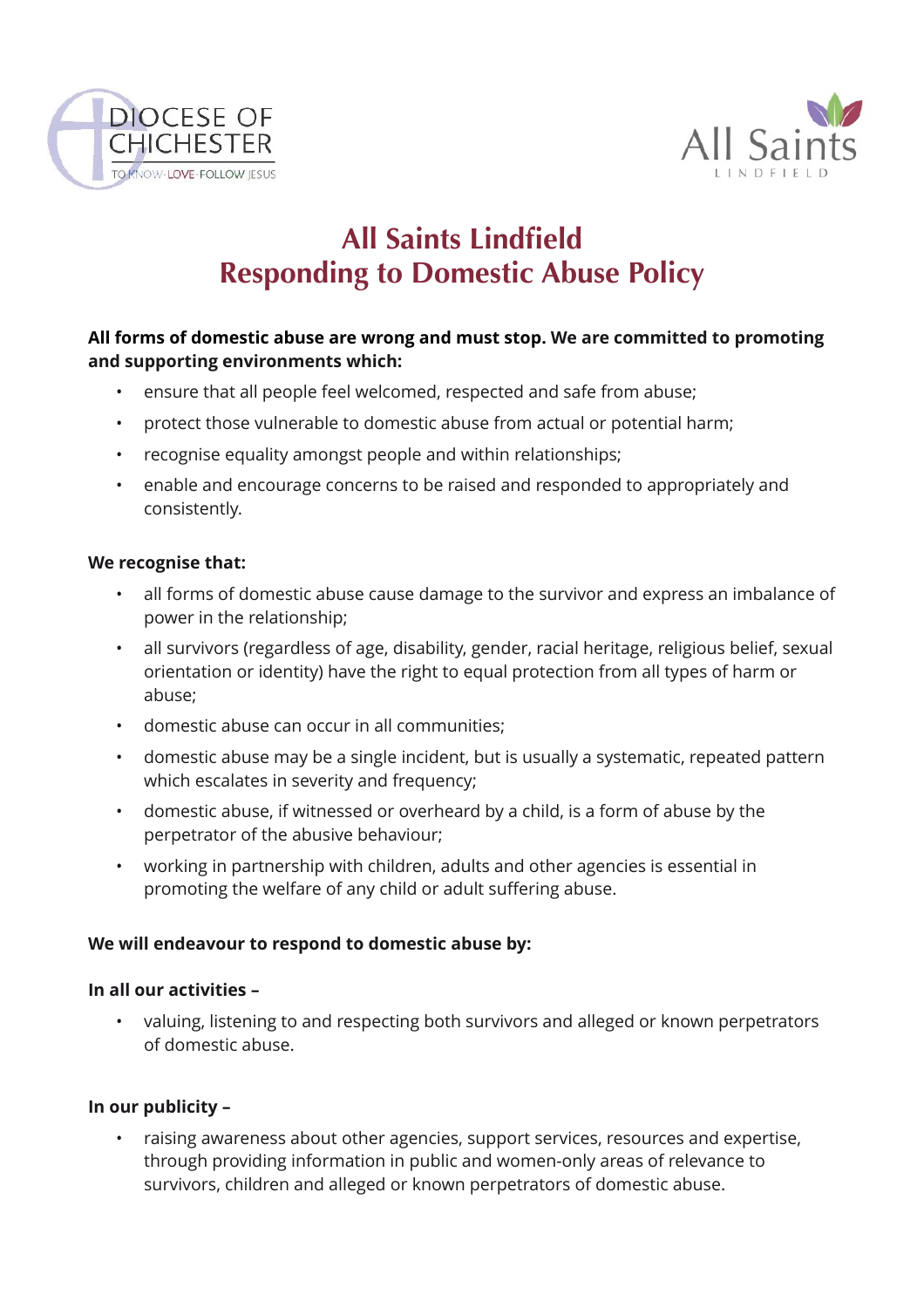DIOCESE OF CHICHESTER
TO KNOW · LOVE · FOLLOW JESUS

All Saints
LINDFIELD

# All Saints Lindfield
# Responding to Domestic Abuse Policy

**All forms of domestic abuse are wrong and must stop. We are committed to promoting and supporting environments which:**

- ensure that all people feel welcomed, respected and safe from abuse;
- protect those vulnerable to domestic abuse from actual or potential harm;
- recognise equality amongst people and within relationships;
- enable and encourage concerns to be raised and responded to appropriately and consistently.

**We recognise that:**

- all forms of domestic abuse cause damage to the survivor and express an imbalance of power in the relationship;
- all survivors (regardless of age, disability, gender, racial heritage, religious belief, sexual orientation or identity) have the right to equal protection from all types of harm or abuse;
- domestic abuse can occur in all communities;
- domestic abuse may be a single incident, but is usually a systematic, repeated pattern which escalates in severity and frequency;
- domestic abuse, if witnessed or overheard by a child, is a form of abuse by the perpetrator of the abusive behaviour;
- working in partnership with children, adults and other agencies is essential in promoting the welfare of any child or adult suffering abuse.

**We will endeavour to respond to domestic abuse by:**

**In all our activities –**

- valuing, listening to and respecting both survivors and alleged or known perpetrators of domestic abuse.

**In our publicity –**

- raising awareness about other agencies, support services, resources and expertise, through providing information in public and women-only areas of relevance to survivors, children and alleged or known perpetrators of domestic abuse.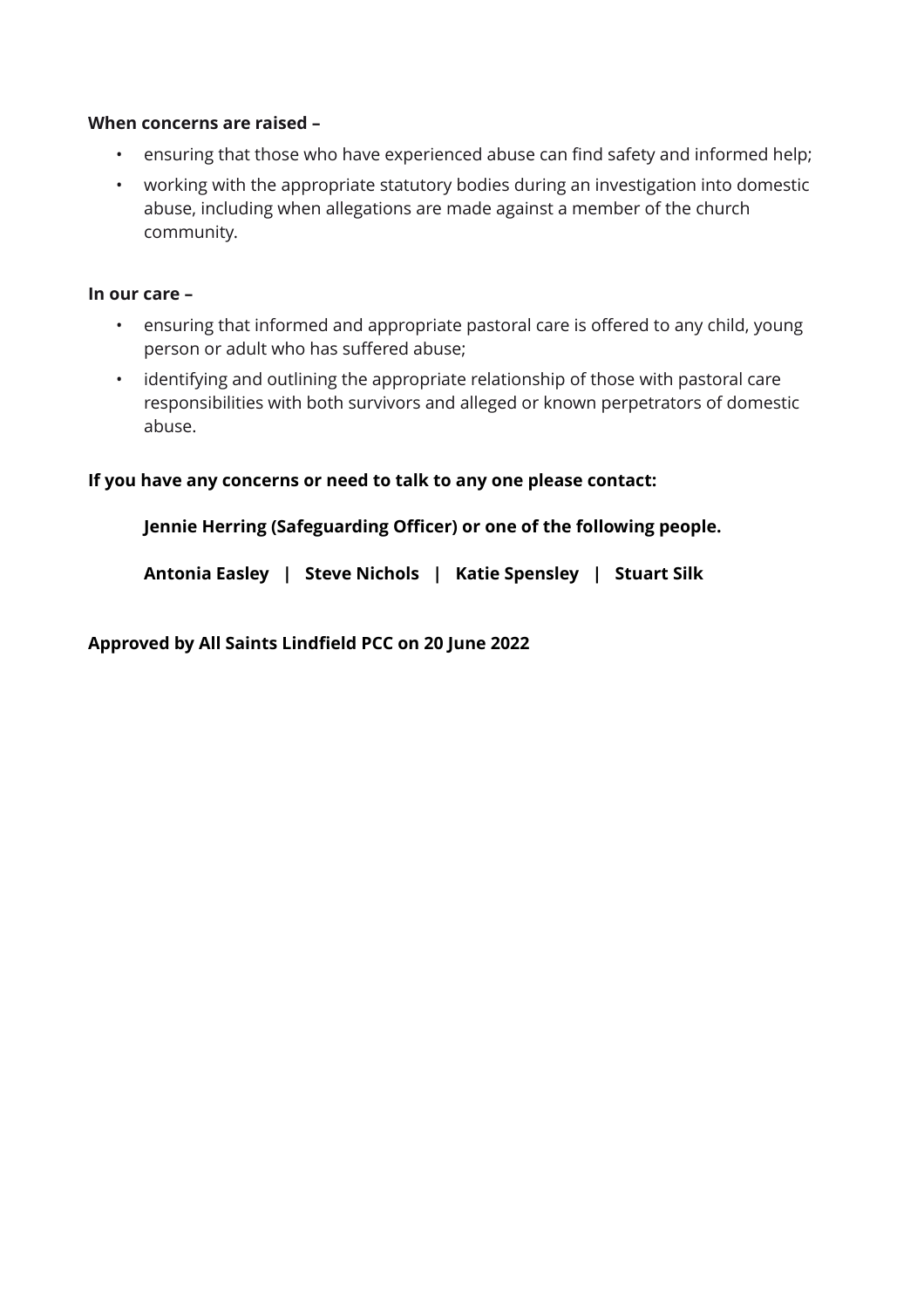**When concerns are raised –**

- ensuring that those who have experienced abuse can find safety and informed help;
- working with the appropriate statutory bodies during an investigation into domestic abuse, including when allegations are made against a member of the church community.

**In our care –**

- ensuring that informed and appropriate pastoral care is offered to any child, young person or adult who has suffered abuse;
- identifying and outlining the appropriate relationship of those with pastoral care responsibilities with both survivors and alleged or known perpetrators of domestic abuse.

**If you have any concerns or need to talk to any one please contact:**

**Jennie Herring (Safeguarding Officer) or one of the following people.**

**Antonia Easley | Steve Nichols | Katie Spensley | Stuart Silk**

**Approved by All Saints Lindfield PCC on 20 June 2022**